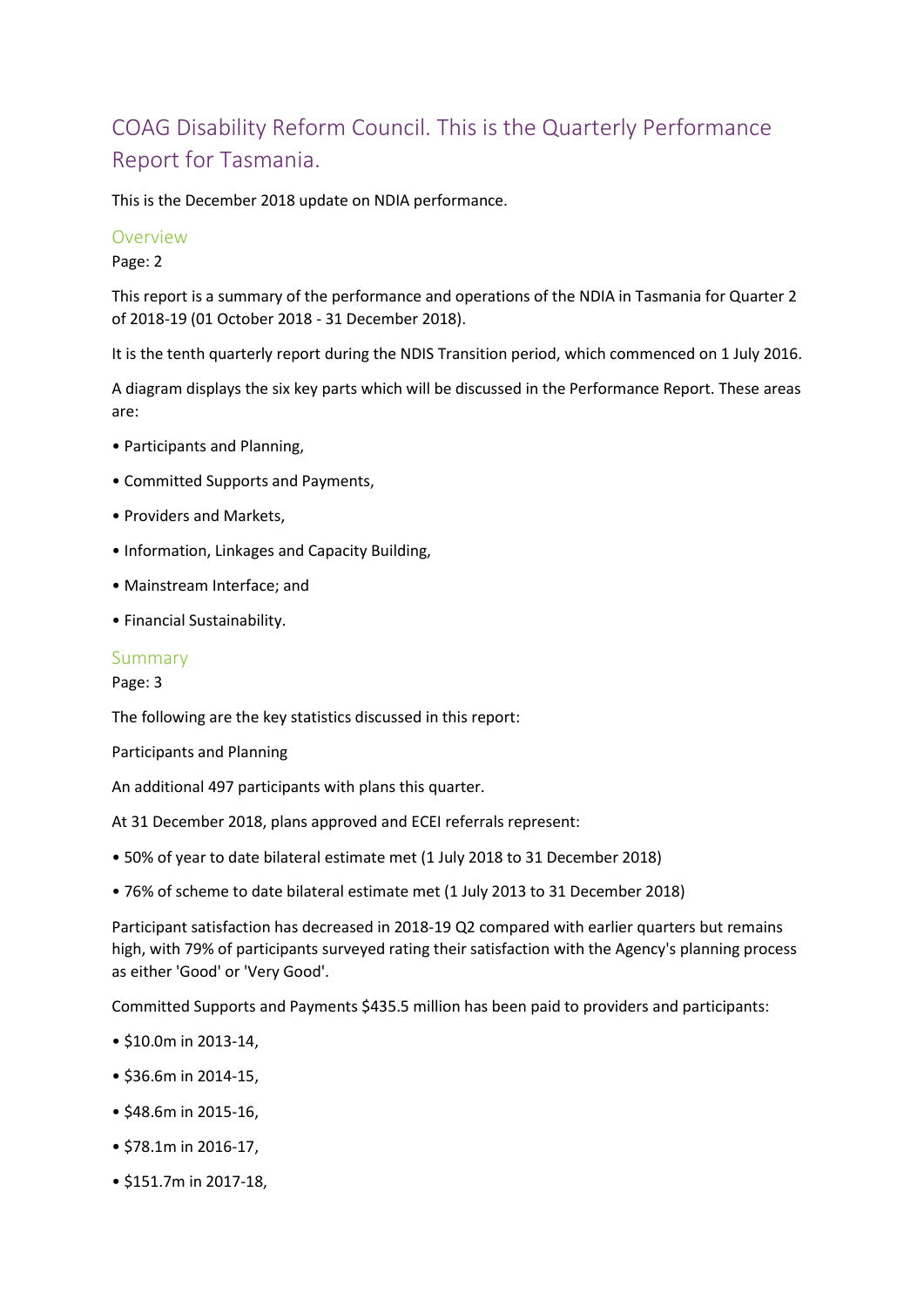# COAG Disability Reform Council. This is the Quarterly Performance Report for Tasmania.

This is the December 2018 update on NDIA performance.

## Overview

Page: 2

This report is a summary of the performance and operations of the NDIA in Tasmania for Quarter 2 of 2018-19 (01 October 2018 - 31 December 2018).

It is the tenth quarterly report during the NDIS Transition period, which commenced on 1 July 2016.

A diagram displays the six key parts which will be discussed in the Performance Report. These areas are:

• Participants and Planning,

• Committed Supports and Payments,

• Providers and Markets,

• Information, Linkages and Capacity Building,

• Mainstream Interface; and

• Financial Sustainability.

## Summary

Page: 3

The following are the key statistics discussed in this report:

Participants and Planning

An additional 497 participants with plans this quarter.

At 31 December 2018, plans approved and ECEI referrals represent:

• 50% of year to date bilateral estimate met (1 July 2018 to 31 December 2018)

• 76% of scheme to date bilateral estimate met (1 July 2013 to 31 December 2018)

Participant satisfaction has decreased in 2018-19 Q2 compared with earlier quarters but remains high, with 79% of participants surveyed rating their satisfaction with the Agency's planning process as either 'Good' or 'Very Good'.

Committed Supports and Payments $435.5 million has been paid to providers and participants:

• $10.0m in 2013-14,

• $36.6m in 2014-15,

• $48.6m in 2015-16,

• $78.1m in 2016-17,

• $151.7m in 2017-18,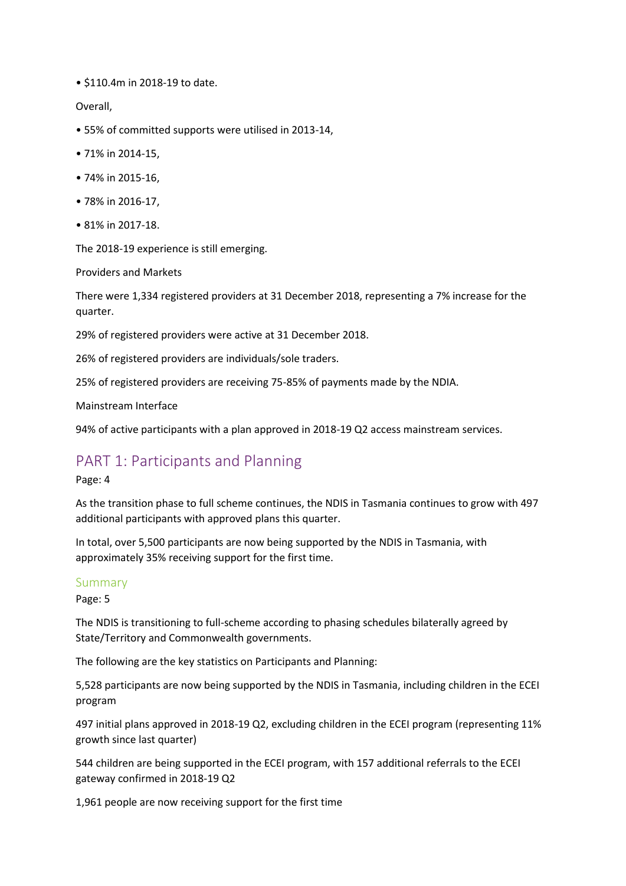• $110.4m in 2018-19 to date.

Overall,

• 55% of committed supports were utilised in 2013-14,

• 71% in 2014-15,

• 74% in 2015-16,

• 78% in 2016-17,

• 81% in 2017-18.

The 2018-19 experience is still emerging.

Providers and Markets

There were 1,334 registered providers at 31 December 2018, representing a 7% increase for the quarter.

29% of registered providers were active at 31 December 2018.

26% of registered providers are individuals/sole traders.

25% of registered providers are receiving 75-85% of payments made by the NDIA.

Mainstream Interface

94% of active participants with a plan approved in 2018-19 Q2 access mainstream services.

# PART 1: Participants and Planning

Page: 4

As the transition phase to full scheme continues, the NDIS in Tasmania continues to grow with 497 additional participants with approved plans this quarter.

In total, over 5,500 participants are now being supported by the NDIS in Tasmania, with approximately 35% receiving support for the first time.

## Summary

Page: 5

The NDIS is transitioning to full-scheme according to phasing schedules bilaterally agreed by State/Territory and Commonwealth governments.

The following are the key statistics on Participants and Planning:

5,528 participants are now being supported by the NDIS in Tasmania, including children in the ECEI program

497 initial plans approved in 2018-19 Q2, excluding children in the ECEI program (representing 11% growth since last quarter)

544 children are being supported in the ECEI program, with 157 additional referrals to the ECEI gateway confirmed in 2018-19 Q2

1,961 people are now receiving support for the first time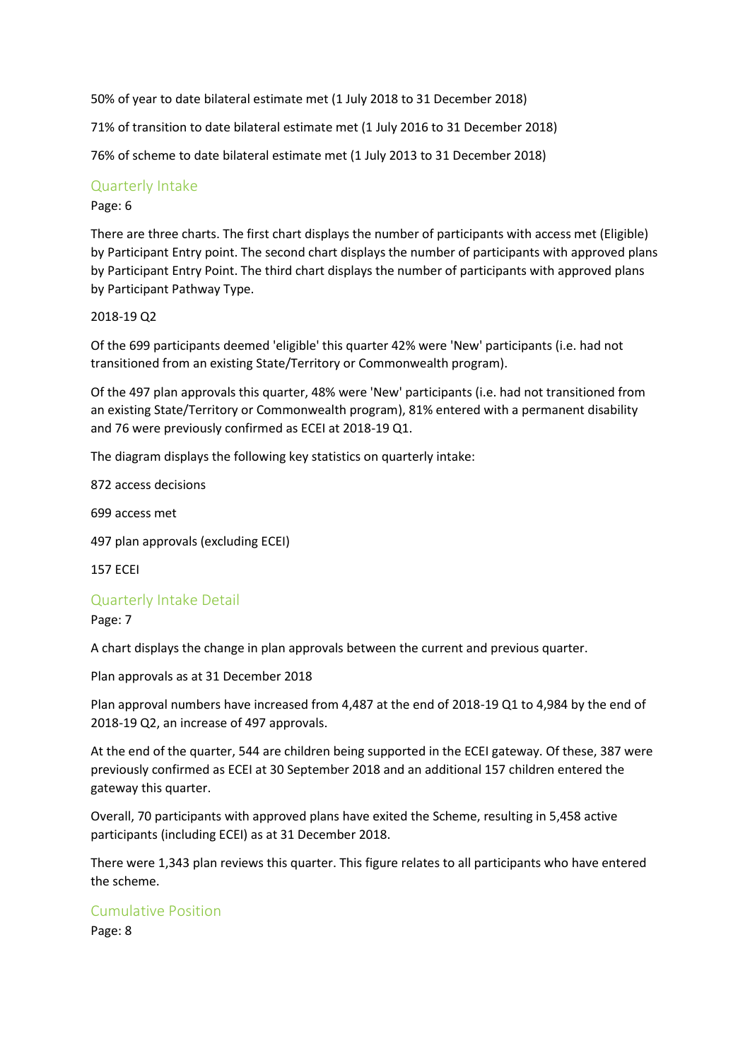50% of year to date bilateral estimate met (1 July 2018 to 31 December 2018)

71% of transition to date bilateral estimate met (1 July 2016 to 31 December 2018)

76% of scheme to date bilateral estimate met (1 July 2013 to 31 December 2018)

## Quarterly Intake

Page: 6

There are three charts. The first chart displays the number of participants with access met (Eligible) by Participant Entry point. The second chart displays the number of participants with approved plans by Participant Entry Point. The third chart displays the number of participants with approved plans by Participant Pathway Type.

2018-19 Q2

Of the 699 participants deemed 'eligible' this quarter 42% were 'New' participants (i.e. had not transitioned from an existing State/Territory or Commonwealth program).

Of the 497 plan approvals this quarter, 48% were 'New' participants (i.e. had not transitioned from an existing State/Territory or Commonwealth program), 81% entered with a permanent disability and 76 were previously confirmed as ECEI at 2018-19 Q1.

The diagram displays the following key statistics on quarterly intake:

872 access decisions

699 access met

497 plan approvals (excluding ECEI)

157 ECEI

## Quarterly Intake Detail

Page: 7

A chart displays the change in plan approvals between the current and previous quarter.

Plan approvals as at 31 December 2018

Plan approval numbers have increased from 4,487 at the end of 2018-19 Q1 to 4,984 by the end of 2018-19 Q2, an increase of 497 approvals.

At the end of the quarter, 544 are children being supported in the ECEI gateway. Of these, 387 were previously confirmed as ECEI at 30 September 2018 and an additional 157 children entered the gateway this quarter.

Overall, 70 participants with approved plans have exited the Scheme, resulting in 5,458 active participants (including ECEI) as at 31 December 2018.

There were 1,343 plan reviews this quarter. This figure relates to all participants who have entered the scheme.

## Cumulative Position

Page: 8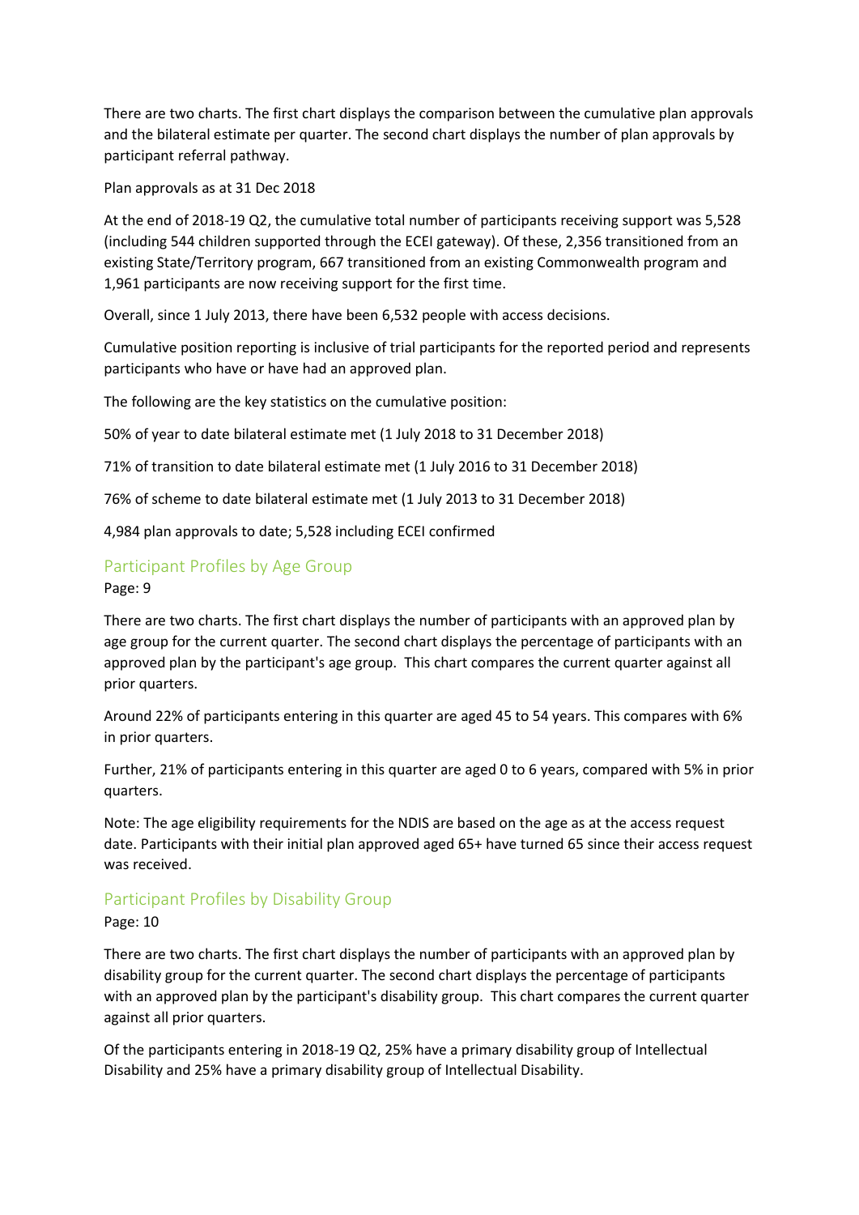There are two charts. The first chart displays the comparison between the cumulative plan approvals and the bilateral estimate per quarter. The second chart displays the number of plan approvals by participant referral pathway.

Plan approvals as at 31 Dec 2018

At the end of 2018-19 Q2, the cumulative total number of participants receiving support was 5,528 (including 544 children supported through the ECEI gateway). Of these, 2,356 transitioned from an existing State/Territory program, 667 transitioned from an existing Commonwealth program and 1,961 participants are now receiving support for the first time.

Overall, since 1 July 2013, there have been 6,532 people with access decisions.

Cumulative position reporting is inclusive of trial participants for the reported period and represents participants who have or have had an approved plan.

The following are the key statistics on the cumulative position:

50% of year to date bilateral estimate met (1 July 2018 to 31 December 2018)

71% of transition to date bilateral estimate met (1 July 2016 to 31 December 2018)

76% of scheme to date bilateral estimate met (1 July 2013 to 31 December 2018)

4,984 plan approvals to date; 5,528 including ECEI confirmed

## Participant Profiles by Age Group

Page: 9

There are two charts. The first chart displays the number of participants with an approved plan by age group for the current quarter. The second chart displays the percentage of participants with an approved plan by the participant's age group. This chart compares the current quarter against all prior quarters.

Around 22% of participants entering in this quarter are aged 45 to 54 years. This compares with 6% in prior quarters.

Further, 21% of participants entering in this quarter are aged 0 to 6 years, compared with 5% in prior quarters.

Note: The age eligibility requirements for the NDIS are based on the age as at the access request date. Participants with their initial plan approved aged 65+ have turned 65 since their access request was received.

## Participant Profiles by Disability Group

Page: 10

There are two charts. The first chart displays the number of participants with an approved plan by disability group for the current quarter. The second chart displays the percentage of participants with an approved plan by the participant's disability group. This chart compares the current quarter against all prior quarters.

Of the participants entering in 2018-19 Q2, 25% have a primary disability group of Intellectual Disability and 25% have a primary disability group of Intellectual Disability.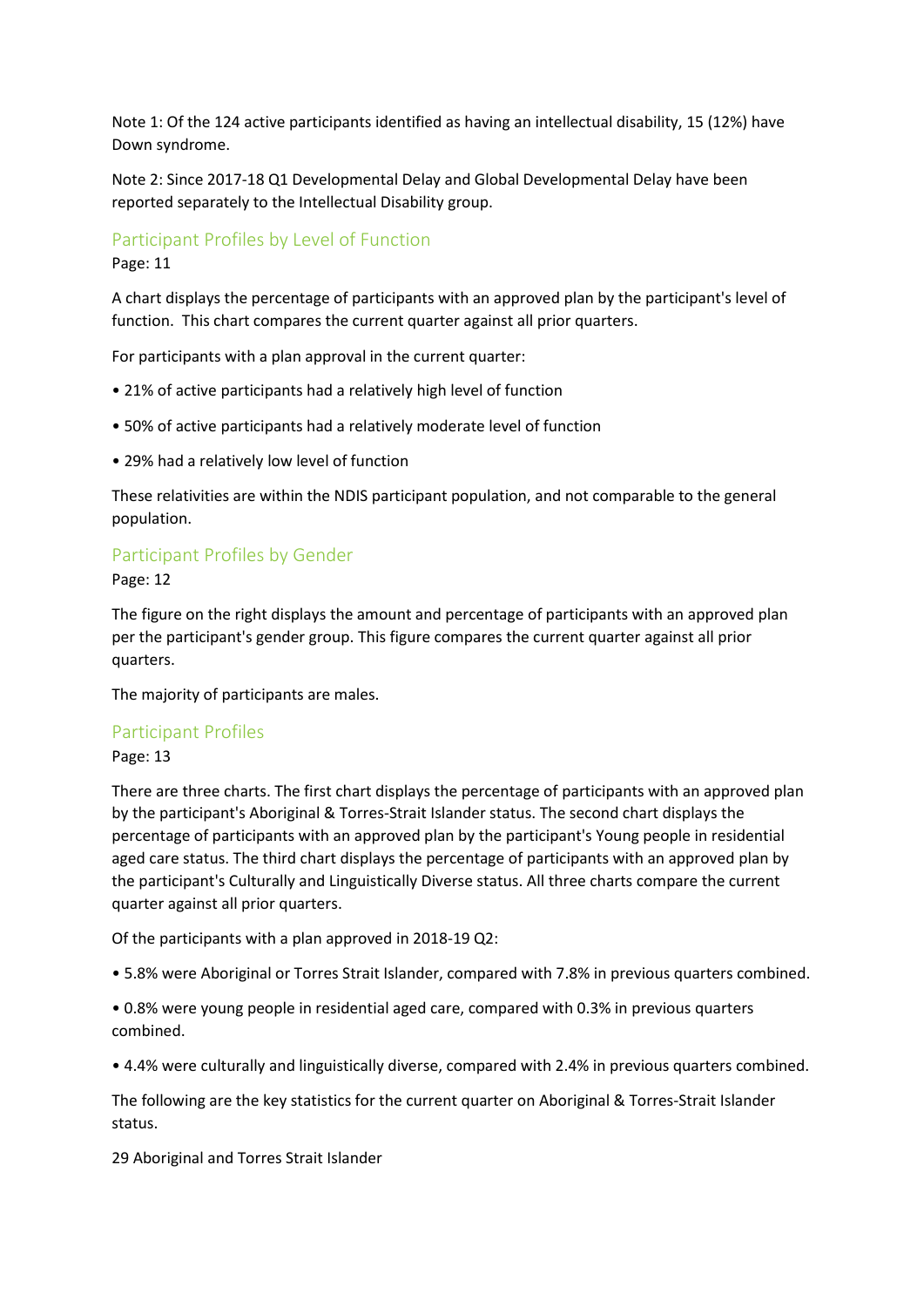Note 1: Of the 124 active participants identified as having an intellectual disability, 15 (12%) have Down syndrome.

Note 2: Since 2017-18 Q1 Developmental Delay and Global Developmental Delay have been reported separately to the Intellectual Disability group.

## Participant Profiles by Level of Function

Page: 11

A chart displays the percentage of participants with an approved plan by the participant's level of function. This chart compares the current quarter against all prior quarters.

For participants with a plan approval in the current quarter:

• 21% of active participants had a relatively high level of function

• 50% of active participants had a relatively moderate level of function

• 29% had a relatively low level of function

These relativities are within the NDIS participant population, and not comparable to the general population.

## Participant Profiles by Gender

Page: 12

The figure on the right displays the amount and percentage of participants with an approved plan per the participant's gender group. This figure compares the current quarter against all prior quarters.

The majority of participants are males.

## Participant Profiles

Page: 13

There are three charts. The first chart displays the percentage of participants with an approved plan by the participant's Aboriginal & Torres-Strait Islander status. The second chart displays the percentage of participants with an approved plan by the participant's Young people in residential aged care status. The third chart displays the percentage of participants with an approved plan by the participant's Culturally and Linguistically Diverse status. All three charts compare the current quarter against all prior quarters.

Of the participants with a plan approved in 2018-19 Q2:

• 5.8% were Aboriginal or Torres Strait Islander, compared with 7.8% in previous quarters combined.

• 0.8% were young people in residential aged care, compared with 0.3% in previous quarters combined.

• 4.4% were culturally and linguistically diverse, compared with 2.4% in previous quarters combined.

The following are the key statistics for the current quarter on Aboriginal & Torres-Strait Islander status.

29 Aboriginal and Torres Strait Islander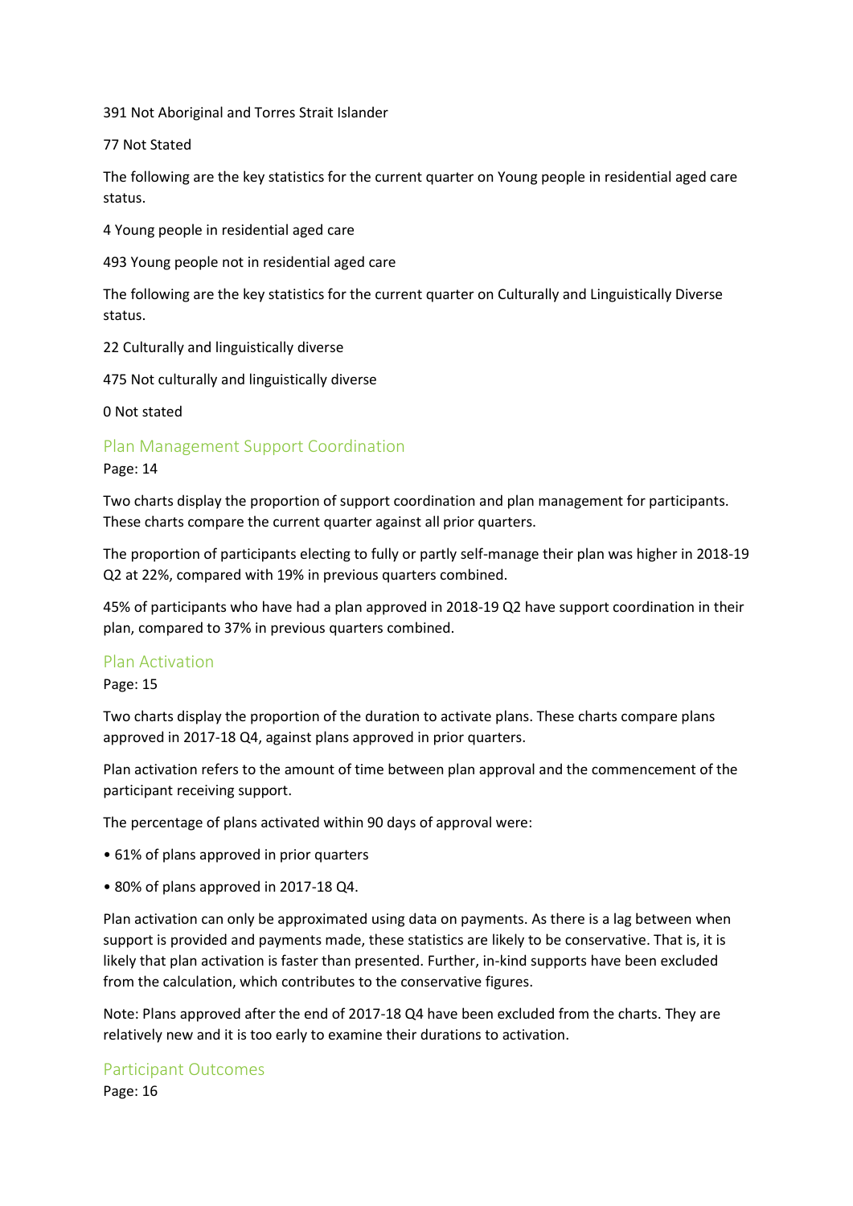391 Not Aboriginal and Torres Strait Islander

77 Not Stated

The following are the key statistics for the current quarter on Young people in residential aged care status.

4 Young people in residential aged care

493 Young people not in residential aged care

The following are the key statistics for the current quarter on Culturally and Linguistically Diverse status.

22 Culturally and linguistically diverse

475 Not culturally and linguistically diverse

0 Not stated

## Plan Management Support Coordination

Page: 14

Two charts display the proportion of support coordination and plan management for participants. These charts compare the current quarter against all prior quarters.

The proportion of participants electing to fully or partly self-manage their plan was higher in 2018-19 Q2 at 22%, compared with 19% in previous quarters combined.

45% of participants who have had a plan approved in 2018-19 Q2 have support coordination in their plan, compared to 37% in previous quarters combined.

## Plan Activation

Page: 15

Two charts display the proportion of the duration to activate plans. These charts compare plans approved in 2017-18 Q4, against plans approved in prior quarters.

Plan activation refers to the amount of time between plan approval and the commencement of the participant receiving support.

The percentage of plans activated within 90 days of approval were:

- 61% of plans approved in prior quarters
- 80% of plans approved in 2017-18 Q4.

Plan activation can only be approximated using data on payments. As there is a lag between when support is provided and payments made, these statistics are likely to be conservative. That is, it is likely that plan activation is faster than presented. Further, in-kind supports have been excluded from the calculation, which contributes to the conservative figures.

Note: Plans approved after the end of 2017-18 Q4 have been excluded from the charts. They are relatively new and it is too early to examine their durations to activation.

## Participant Outcomes

Page: 16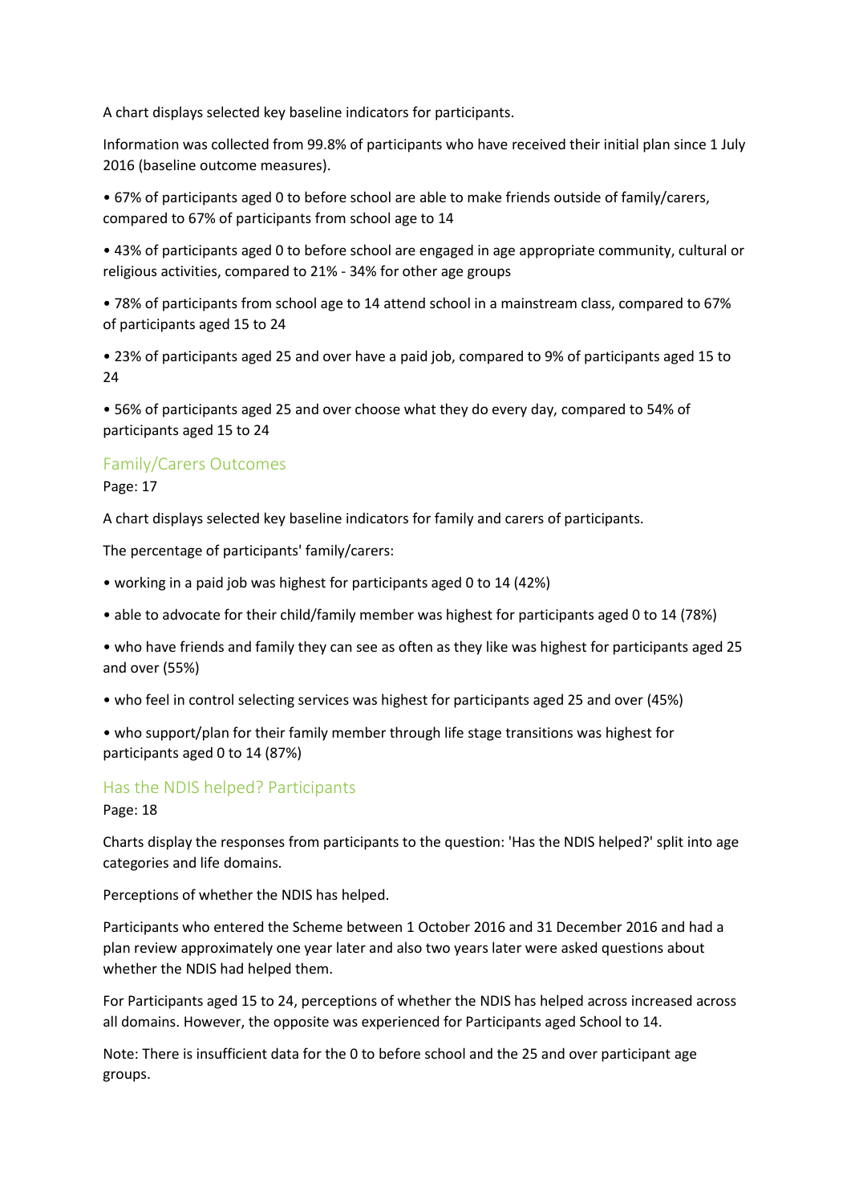A chart displays selected key baseline indicators for participants.

Information was collected from 99.8% of participants who have received their initial plan since 1 July 2016 (baseline outcome measures).

- 67% of participants aged 0 to before school are able to make friends outside of family/carers, compared to 67% of participants from school age to 14
- 43% of participants aged 0 to before school are engaged in age appropriate community, cultural or religious activities, compared to 21% - 34% for other age groups
- 78% of participants from school age to 14 attend school in a mainstream class, compared to 67% of participants aged 15 to 24
- 23% of participants aged 25 and over have a paid job, compared to 9% of participants aged 15 to 24
- 56% of participants aged 25 and over choose what they do every day, compared to 54% of participants aged 15 to 24

## Family/Carers Outcomes

Page: 17

A chart displays selected key baseline indicators for family and carers of participants.

The percentage of participants' family/carers:

- working in a paid job was highest for participants aged 0 to 14 (42%)
- able to advocate for their child/family member was highest for participants aged 0 to 14 (78%)
- who have friends and family they can see as often as they like was highest for participants aged 25 and over (55%)
- who feel in control selecting services was highest for participants aged 25 and over (45%)
- who support/plan for their family member through life stage transitions was highest for participants aged 0 to 14 (87%)

## Has the NDIS helped? Participants

Page: 18

Charts display the responses from participants to the question: 'Has the NDIS helped?' split into age categories and life domains.

Perceptions of whether the NDIS has helped.

Participants who entered the Scheme between 1 October 2016 and 31 December 2016 and had a plan review approximately one year later and also two years later were asked questions about whether the NDIS had helped them.

For Participants aged 15 to 24, perceptions of whether the NDIS has helped across increased across all domains. However, the opposite was experienced for Participants aged School to 14.

Note: There is insufficient data for the 0 to before school and the 25 and over participant age groups.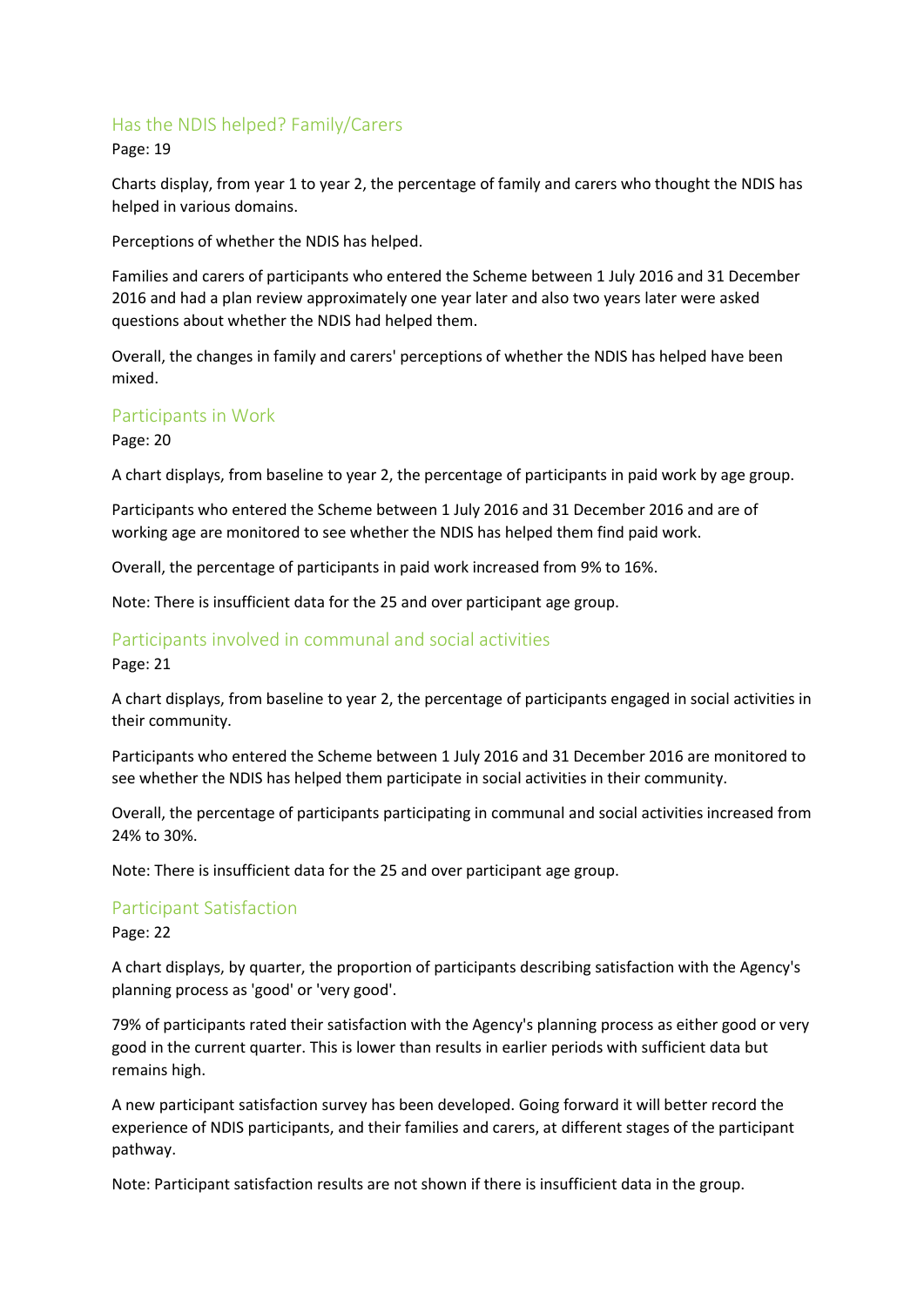## Has the NDIS helped? Family/Carers

Page: 19

Charts display, from year 1 to year 2, the percentage of family and carers who thought the NDIS has helped in various domains.

Perceptions of whether the NDIS has helped.

Families and carers of participants who entered the Scheme between 1 July 2016 and 31 December 2016 and had a plan review approximately one year later and also two years later were asked questions about whether the NDIS had helped them.

Overall, the changes in family and carers' perceptions of whether the NDIS has helped have been mixed.

## Participants in Work

Page: 20

A chart displays, from baseline to year 2, the percentage of participants in paid work by age group.

Participants who entered the Scheme between 1 July 2016 and 31 December 2016 and are of working age are monitored to see whether the NDIS has helped them find paid work.

Overall, the percentage of participants in paid work increased from 9% to 16%.

Note: There is insufficient data for the 25 and over participant age group.

## Participants involved in communal and social activities

Page: 21

A chart displays, from baseline to year 2, the percentage of participants engaged in social activities in their community.

Participants who entered the Scheme between 1 July 2016 and 31 December 2016 are monitored to see whether the NDIS has helped them participate in social activities in their community.

Overall, the percentage of participants participating in communal and social activities increased from 24% to 30%.

Note: There is insufficient data for the 25 and over participant age group.

## Participant Satisfaction

Page: 22

A chart displays, by quarter, the proportion of participants describing satisfaction with the Agency's planning process as 'good' or 'very good'.

79% of participants rated their satisfaction with the Agency's planning process as either good or very good in the current quarter. This is lower than results in earlier periods with sufficient data but remains high.

A new participant satisfaction survey has been developed. Going forward it will better record the experience of NDIS participants, and their families and carers, at different stages of the participant pathway.

Note: Participant satisfaction results are not shown if there is insufficient data in the group.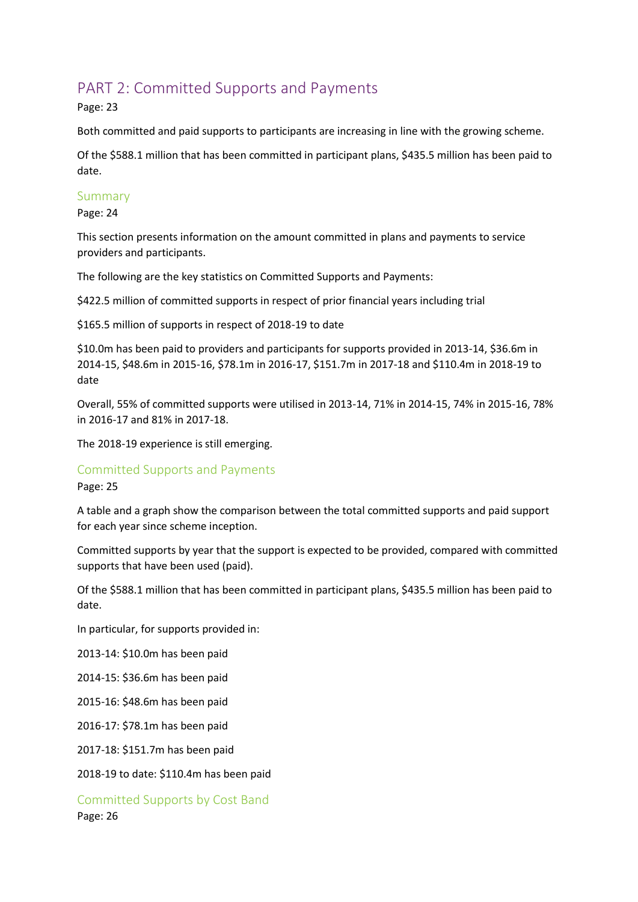# PART 2: Committed Supports and Payments

Page: 23

Both committed and paid supports to participants are increasing in line with the growing scheme.

Of the $588.1 million that has been committed in participant plans, $435.5 million has been paid to date.

## Summary

Page: 24

This section presents information on the amount committed in plans and payments to service providers and participants.

The following are the key statistics on Committed Supports and Payments:

$422.5 million of committed supports in respect of prior financial years including trial

$165.5 million of supports in respect of 2018-19 to date

$10.0m has been paid to providers and participants for supports provided in 2013-14, $36.6m in 2014-15, $48.6m in 2015-16, $78.1m in 2016-17, $151.7m in 2017-18 and $110.4m in 2018-19 to date

Overall, 55% of committed supports were utilised in 2013-14, 71% in 2014-15, 74% in 2015-16, 78% in 2016-17 and 81% in 2017-18.

The 2018-19 experience is still emerging.

## Committed Supports and Payments

Page: 25

A table and a graph show the comparison between the total committed supports and paid support for each year since scheme inception.

Committed supports by year that the support is expected to be provided, compared with committed supports that have been used (paid).

Of the $588.1 million that has been committed in participant plans, $435.5 million has been paid to date.

In particular, for supports provided in:

2013-14: $10.0m has been paid

2014-15: $36.6m has been paid

2015-16: $48.6m has been paid

2016-17: $78.1m has been paid

2017-18: $151.7m has been paid

2018-19 to date: $110.4m has been paid

## Committed Supports by Cost Band

Page: 26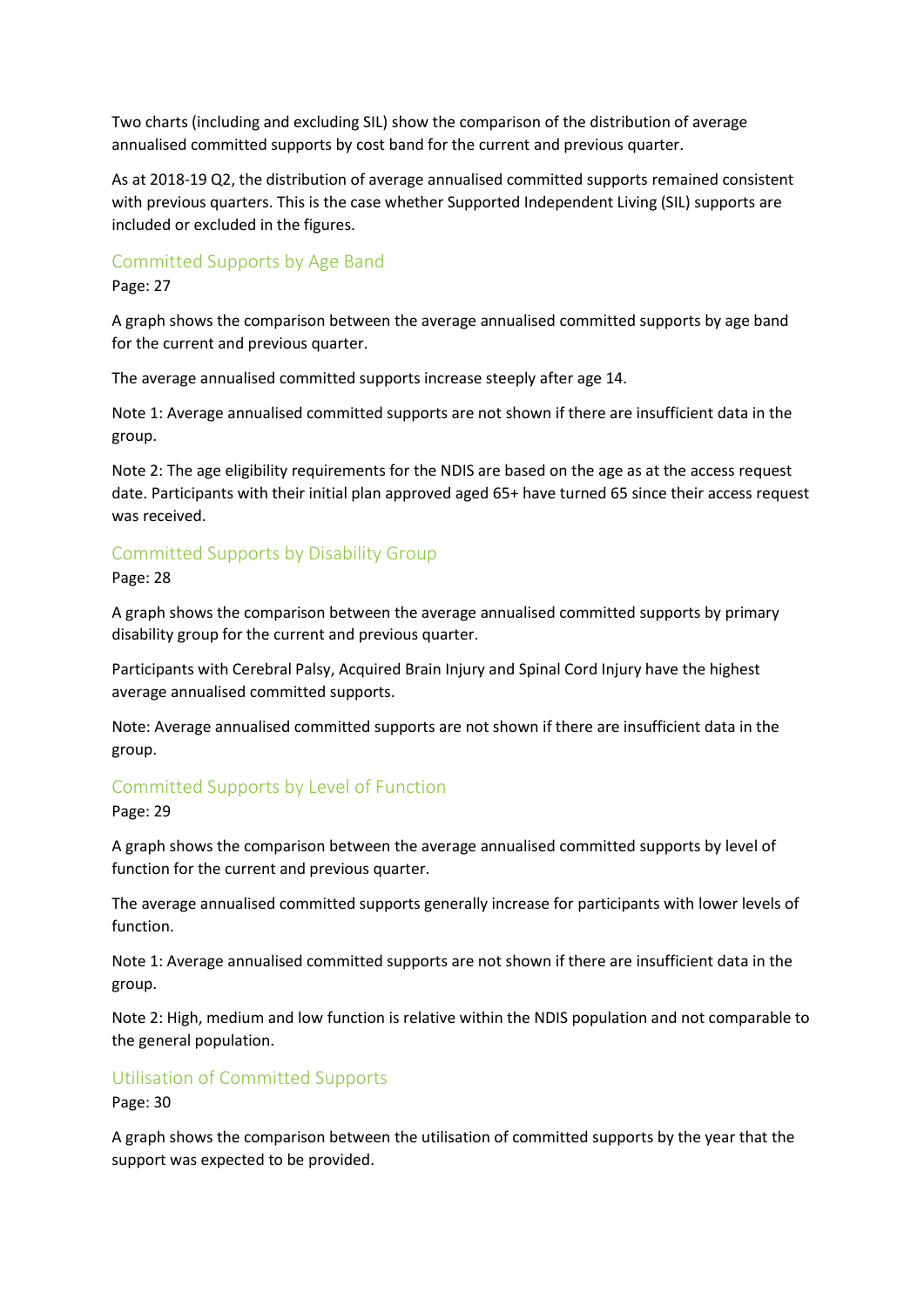Two charts (including and excluding SIL) show the comparison of the distribution of average annualised committed supports by cost band for the current and previous quarter.

As at 2018-19 Q2, the distribution of average annualised committed supports remained consistent with previous quarters. This is the case whether Supported Independent Living (SIL) supports are included or excluded in the figures.

## Committed Supports by Age Band

Page: 27

A graph shows the comparison between the average annualised committed supports by age band for the current and previous quarter.

The average annualised committed supports increase steeply after age 14.

Note 1: Average annualised committed supports are not shown if there are insufficient data in the group.

Note 2: The age eligibility requirements for the NDIS are based on the age as at the access request date. Participants with their initial plan approved aged 65+ have turned 65 since their access request was received.

## Committed Supports by Disability Group

Page: 28

A graph shows the comparison between the average annualised committed supports by primary disability group for the current and previous quarter.

Participants with Cerebral Palsy, Acquired Brain Injury and Spinal Cord Injury have the highest average annualised committed supports.

Note: Average annualised committed supports are not shown if there are insufficient data in the group.

## Committed Supports by Level of Function

Page: 29

A graph shows the comparison between the average annualised committed supports by level of function for the current and previous quarter.

The average annualised committed supports generally increase for participants with lower levels of function.

Note 1: Average annualised committed supports are not shown if there are insufficient data in the group.

Note 2: High, medium and low function is relative within the NDIS population and not comparable to the general population.

## Utilisation of Committed Supports

Page: 30

A graph shows the comparison between the utilisation of committed supports by the year that the support was expected to be provided.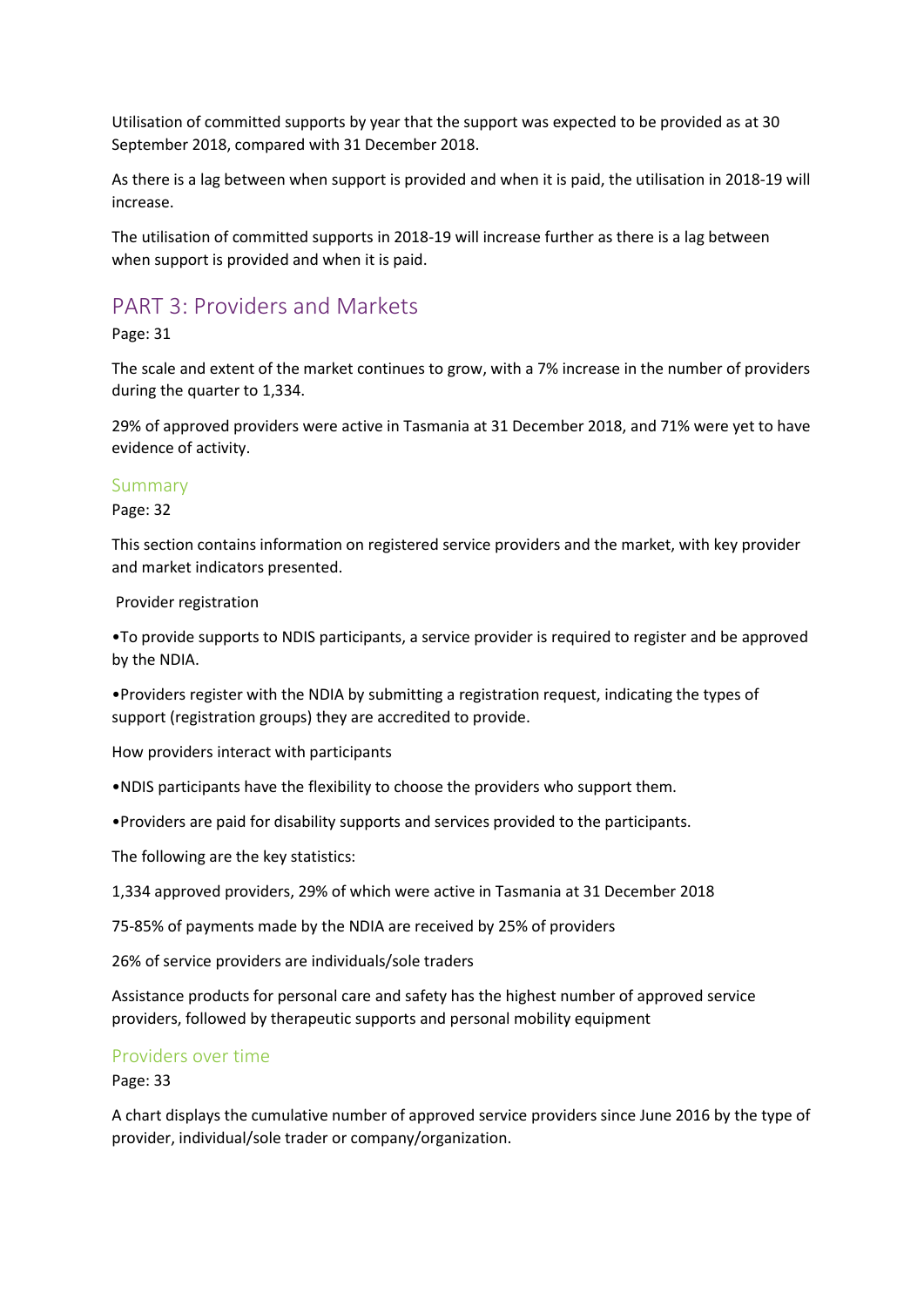Utilisation of committed supports by year that the support was expected to be provided as at 30 September 2018, compared with 31 December 2018.

As there is a lag between when support is provided and when it is paid, the utilisation in 2018-19 will increase.

The utilisation of committed supports in 2018-19 will increase further as there is a lag between when support is provided and when it is paid.

# PART 3: Providers and Markets

Page: 31

The scale and extent of the market continues to grow, with a 7% increase in the number of providers during the quarter to 1,334.

29% of approved providers were active in Tasmania at 31 December 2018, and 71% were yet to have evidence of activity.

## Summary

Page: 32

This section contains information on registered service providers and the market, with key provider and market indicators presented.

Provider registration

•To provide supports to NDIS participants, a service provider is required to register and be approved by the NDIA.

•Providers register with the NDIA by submitting a registration request, indicating the types of support (registration groups) they are accredited to provide.

How providers interact with participants

•NDIS participants have the flexibility to choose the providers who support them.

•Providers are paid for disability supports and services provided to the participants.

The following are the key statistics:

1,334 approved providers, 29% of which were active in Tasmania at 31 December 2018

75-85% of payments made by the NDIA are received by 25% of providers

26% of service providers are individuals/sole traders

Assistance products for personal care and safety has the highest number of approved service providers, followed by therapeutic supports and personal mobility equipment

## Providers over time

Page: 33

A chart displays the cumulative number of approved service providers since June 2016 by the type of provider, individual/sole trader or company/organization.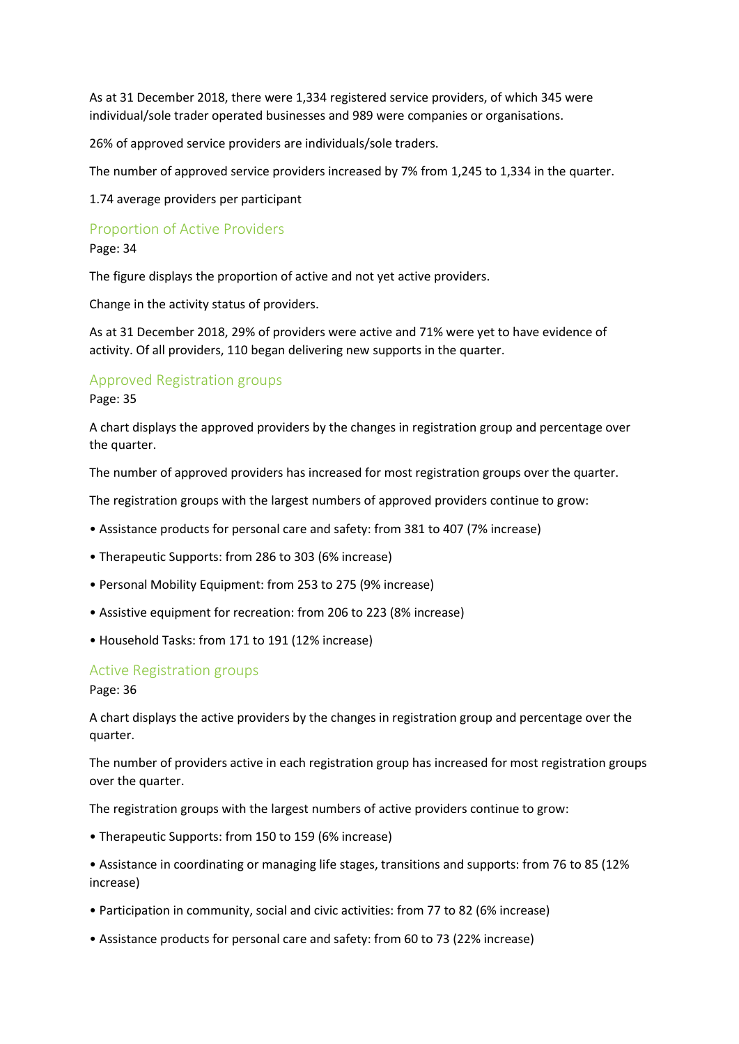As at 31 December 2018, there were 1,334 registered service providers, of which 345 were individual/sole trader operated businesses and 989 were companies or organisations.

26% of approved service providers are individuals/sole traders.

The number of approved service providers increased by 7% from 1,245 to 1,334 in the quarter.

1.74 average providers per participant

## Proportion of Active Providers

Page: 34

The figure displays the proportion of active and not yet active providers.

Change in the activity status of providers.

As at 31 December 2018, 29% of providers were active and 71% were yet to have evidence of activity. Of all providers, 110 began delivering new supports in the quarter.

## Approved Registration groups

Page: 35

A chart displays the approved providers by the changes in registration group and percentage over the quarter.

The number of approved providers has increased for most registration groups over the quarter.

The registration groups with the largest numbers of approved providers continue to grow:

- Assistance products for personal care and safety: from 381 to 407 (7% increase)
- Therapeutic Supports: from 286 to 303 (6% increase)
- Personal Mobility Equipment: from 253 to 275 (9% increase)
- Assistive equipment for recreation: from 206 to 223 (8% increase)
- Household Tasks: from 171 to 191 (12% increase)

## Active Registration groups

Page: 36

A chart displays the active providers by the changes in registration group and percentage over the quarter.

The number of providers active in each registration group has increased for most registration groups over the quarter.

The registration groups with the largest numbers of active providers continue to grow:

- Therapeutic Supports: from 150 to 159 (6% increase)
- Assistance in coordinating or managing life stages, transitions and supports: from 76 to 85 (12% increase)
- Participation in community, social and civic activities: from 77 to 82 (6% increase)
- Assistance products for personal care and safety: from 60 to 73 (22% increase)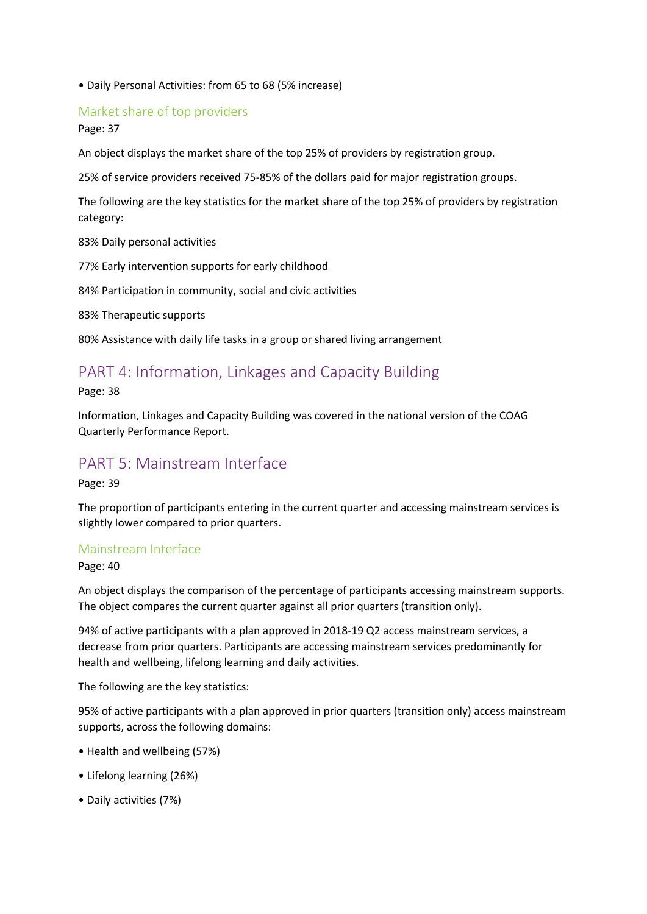• Daily Personal Activities: from 65 to 68 (5% increase)

### Market share of top providers

Page: 37

An object displays the market share of the top 25% of providers by registration group.

25% of service providers received 75-85% of the dollars paid for major registration groups.

The following are the key statistics for the market share of the top 25% of providers by registration category:

83% Daily personal activities

77% Early intervention supports for early childhood

84% Participation in community, social and civic activities

83% Therapeutic supports

80% Assistance with daily life tasks in a group or shared living arrangement

## PART 4: Information, Linkages and Capacity Building

Page: 38

Information, Linkages and Capacity Building was covered in the national version of the COAG Quarterly Performance Report.

## PART 5: Mainstream Interface

Page: 39

The proportion of participants entering in the current quarter and accessing mainstream services is slightly lower compared to prior quarters.

### Mainstream Interface

Page: 40

An object displays the comparison of the percentage of participants accessing mainstream supports. The object compares the current quarter against all prior quarters (transition only).

94% of active participants with a plan approved in 2018-19 Q2 access mainstream services, a decrease from prior quarters. Participants are accessing mainstream services predominantly for health and wellbeing, lifelong learning and daily activities.

The following are the key statistics:

95% of active participants with a plan approved in prior quarters (transition only) access mainstream supports, across the following domains:

• Health and wellbeing (57%)

• Lifelong learning (26%)

• Daily activities (7%)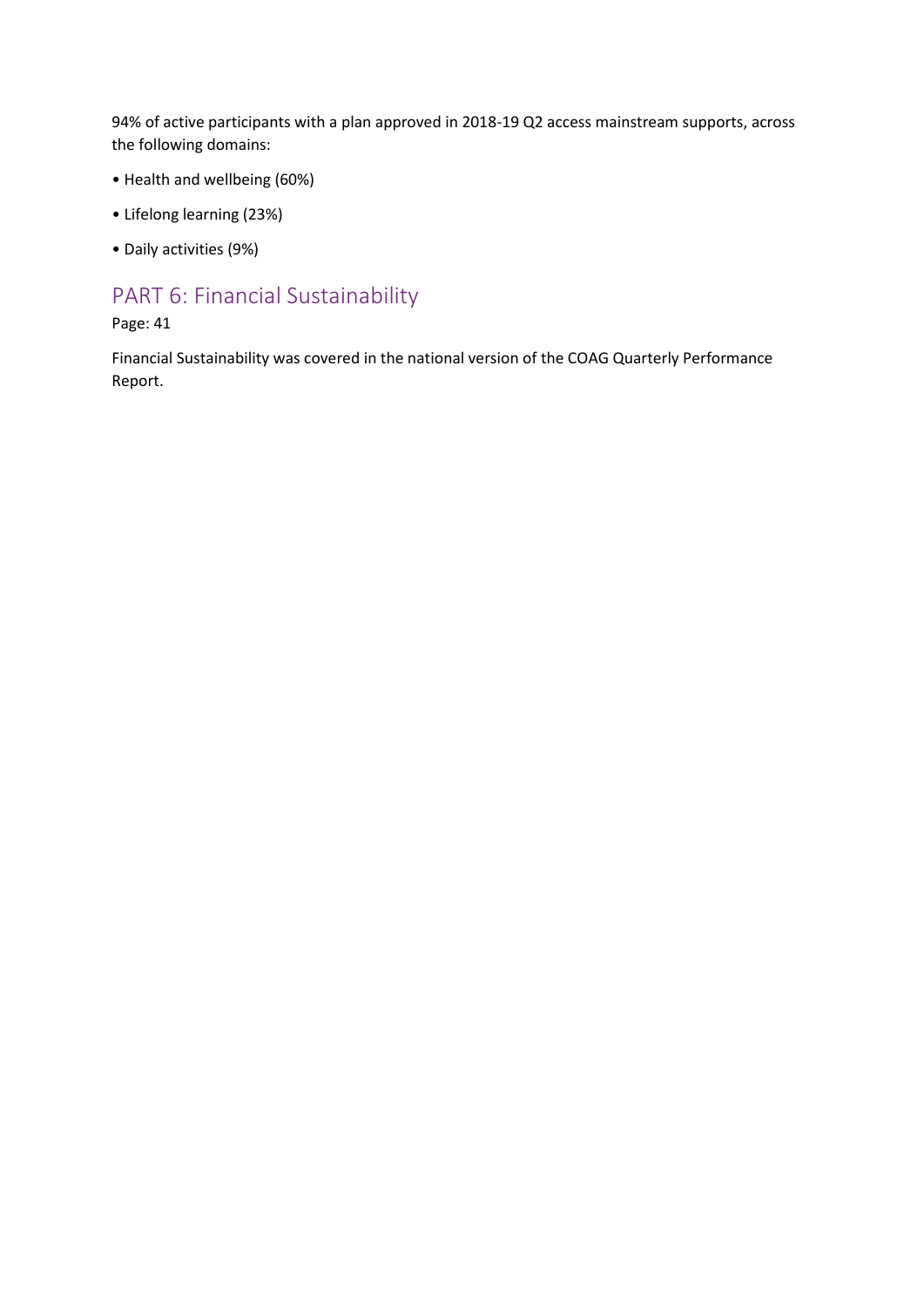94% of active participants with a plan approved in 2018-19 Q2 access mainstream supports, across the following domains:

- Health and wellbeing (60%)
- Lifelong learning (23%)
- Daily activities (9%)

## PART 6: Financial Sustainability

Page: 41

Financial Sustainability was covered in the national version of the COAG Quarterly Performance Report.